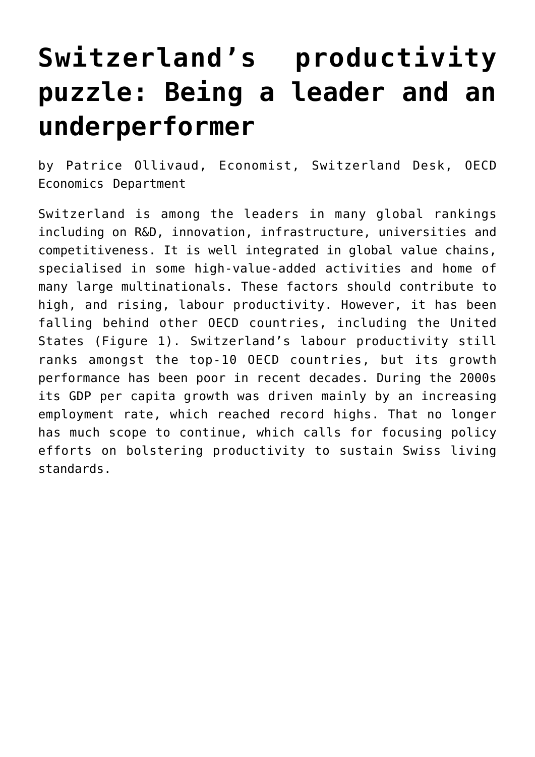# Switzerland's productivity puzzle: Being a leader and an underperformer

by Patrice Ollivaud, Economist, Switzerland Desk, OECD Economics Department

Switzerland is among the leaders in many global rankings including on R&D, innovation, infrastructure, universities and competitiveness. It is well integrated in global value chains, specialised in some high-value-added activities and home of many large multinationals. These factors should contribute to high, and rising, labour productivity. However, it has been falling behind other OECD countries, including the United States (Figure 1). Switzerland's labour productivity still ranks amongst the top-10 OECD countries, but its growth performance has been poor in recent decades. During the 2000s its GDP per capita growth was driven mainly by an increasing employment rate, which reached record highs. That no longer has much scope to continue, which calls for focusing policy efforts on bolstering productivity to sustain Swiss living standards.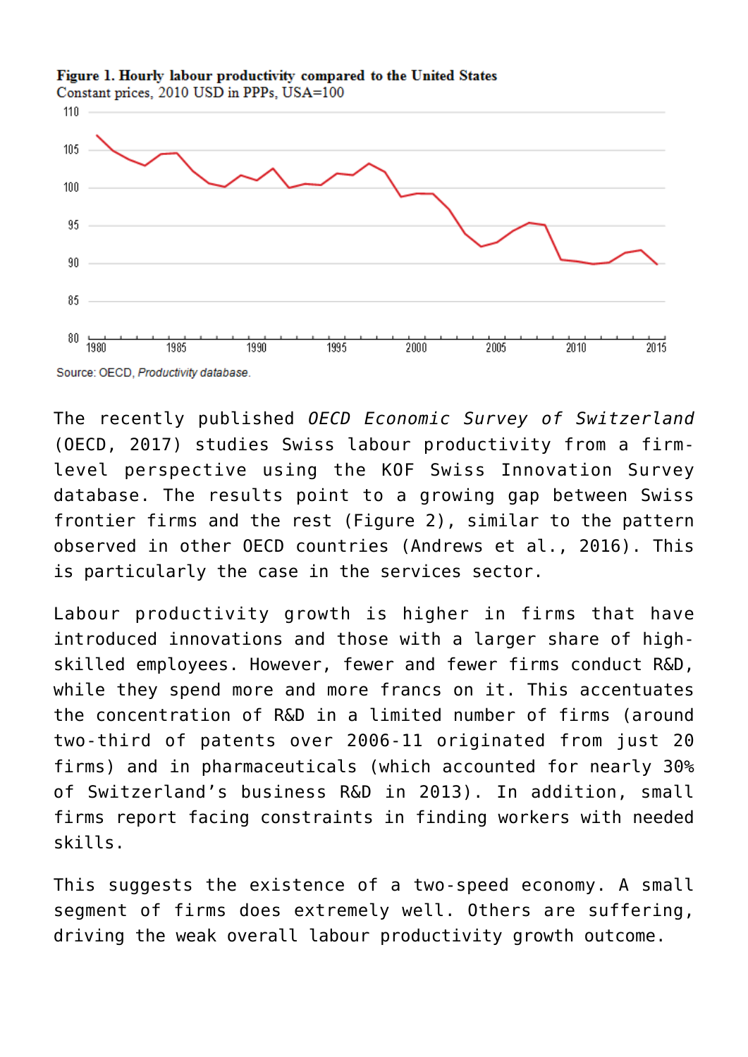**Figure 1. Hourly labour productivity compared to the United States**
Constant prices, 2010 USD in PPPs, USA=100

Source: OECD, *Productivity database*.

The recently published *OECD Economic Survey of Switzerland* (OECD, 2017) studies Swiss labour productivity from a firm-level perspective using the KOF Swiss Innovation Survey database. The results point to a growing gap between Swiss frontier firms and the rest (Figure 2), similar to the pattern observed in other OECD countries (Andrews et al., 2016). This is particularly the case in the services sector.

Labour productivity growth is higher in firms that have introduced innovations and those with a larger share of high-skilled employees. However, fewer and fewer firms conduct R&D, while they spend more and more francs on it. This accentuates the concentration of R&D in a limited number of firms (around two-third of patents over 2006-11 originated from just 20 firms) and in pharmaceuticals (which accounted for nearly 30% of Switzerland's business R&D in 2013). In addition, small firms report facing constraints in finding workers with needed skills.

This suggests the existence of a two-speed economy. A small segment of firms does extremely well. Others are suffering, driving the weak overall labour productivity growth outcome.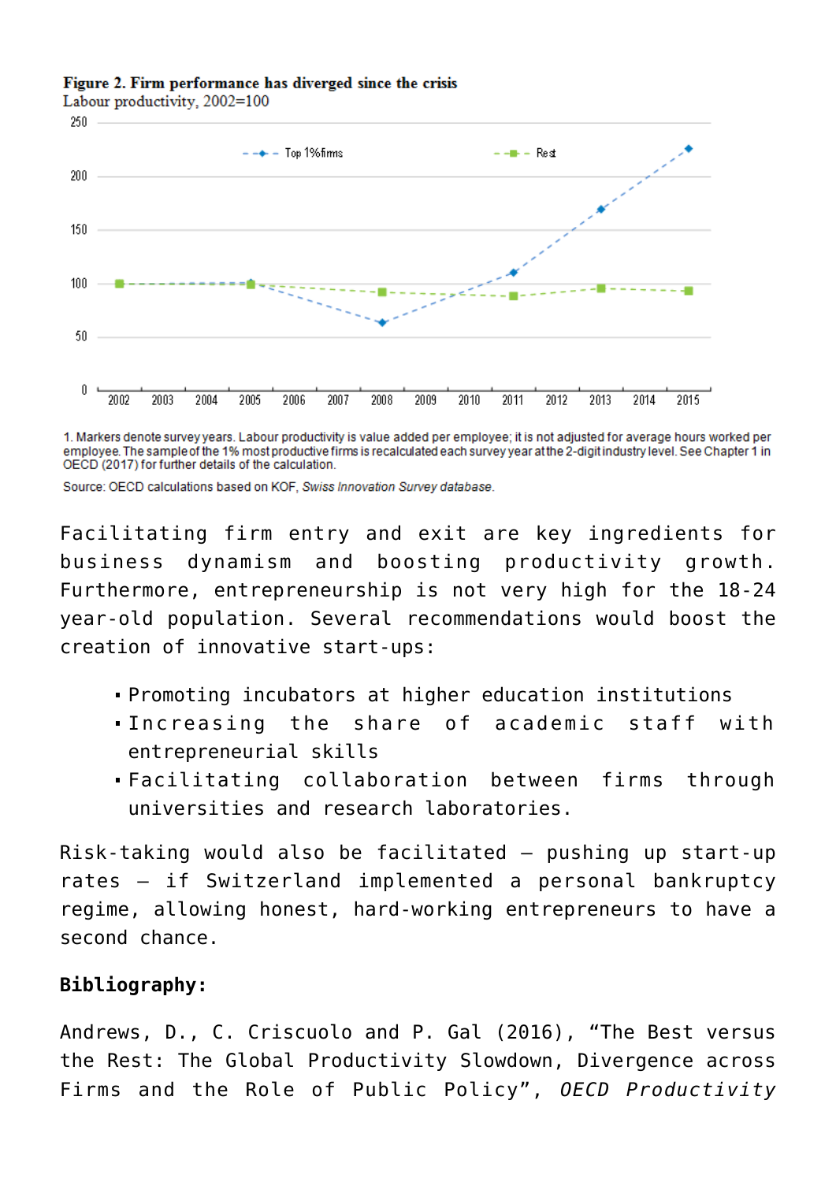**Figure 2. Firm performance has diverged since the crisis**

Labour productivity, 2002=100

1. Markers denote survey years. Labour productivity is value added per employee; it is not adjusted for average hours worked per employee. The sample of the 1% most productive firms is recalculated each survey year at the 2-digit industry level. See Chapter 1 in OECD (2017) for further details of the calculation.

Source: OECD calculations based on KOF, *Swiss Innovation Survey database*.

Facilitating firm entry and exit are key ingredients for business dynamism and boosting productivity growth. Furthermore, entrepreneurship is not very high for the 18-24 year-old population. Several recommendations would boost the creation of innovative start-ups:

- Promoting incubators at higher education institutions
- Increasing the share of academic staff with entrepreneurial skills
- Facilitating collaboration between firms through universities and research laboratories.

Risk-taking would also be facilitated – pushing up start-up rates – if Switzerland implemented a personal bankruptcy regime, allowing honest, hard-working entrepreneurs to have a second chance.

**Bibliography:**

Andrews, D., C. Criscuolo and P. Gal (2016), "The Best versus the Rest: The Global Productivity Slowdown, Divergence across Firms and the Role of Public Policy", *OECD Productivity*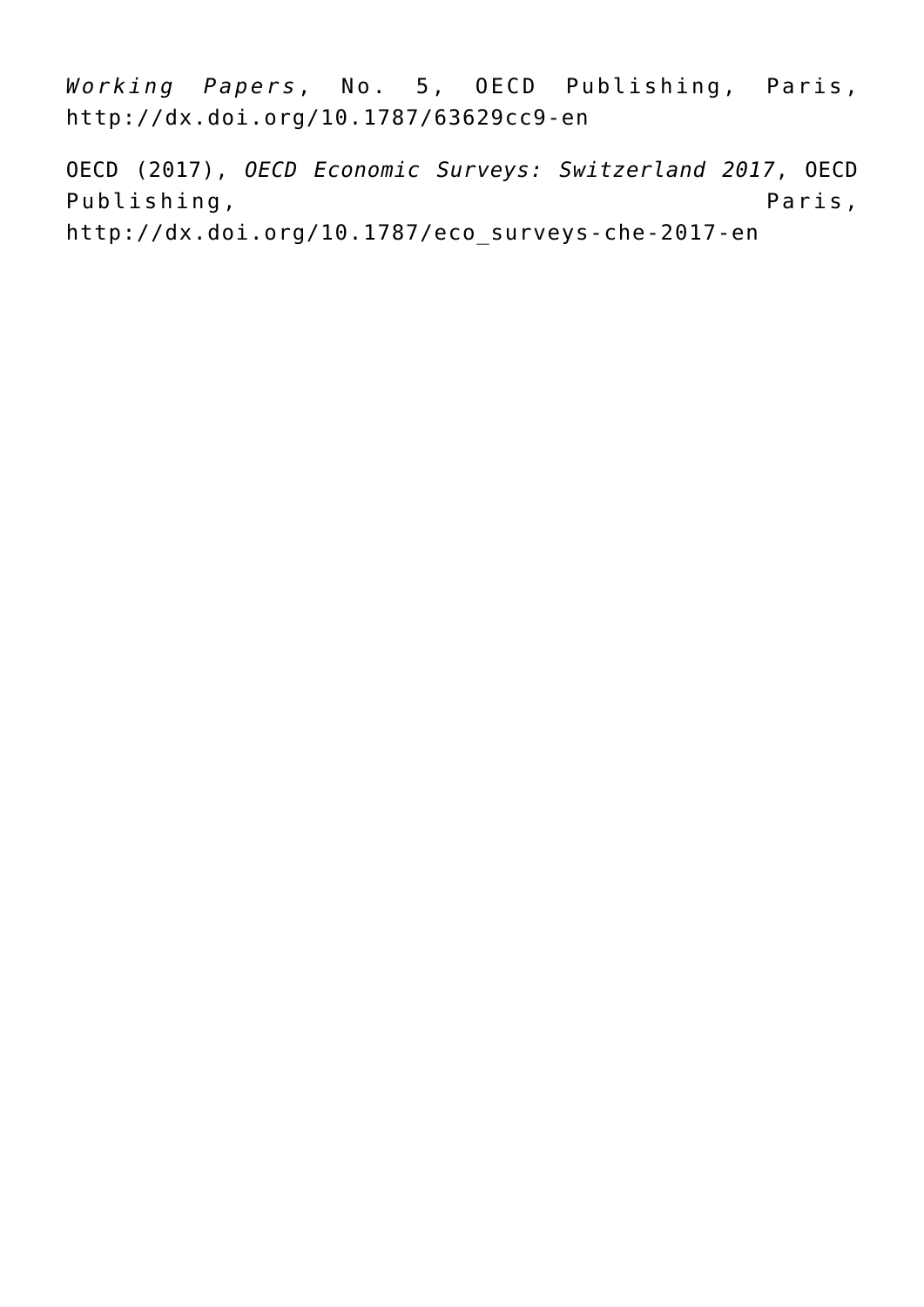*Working Papers*, No. 5, OECD Publishing, Paris, http://dx.doi.org/10.1787/63629cc9-en

OECD (2017), *OECD Economic Surveys: Switzerland 2017*, OECD Publishing, Paris, http://dx.doi.org/10.1787/eco_surveys-che-2017-en